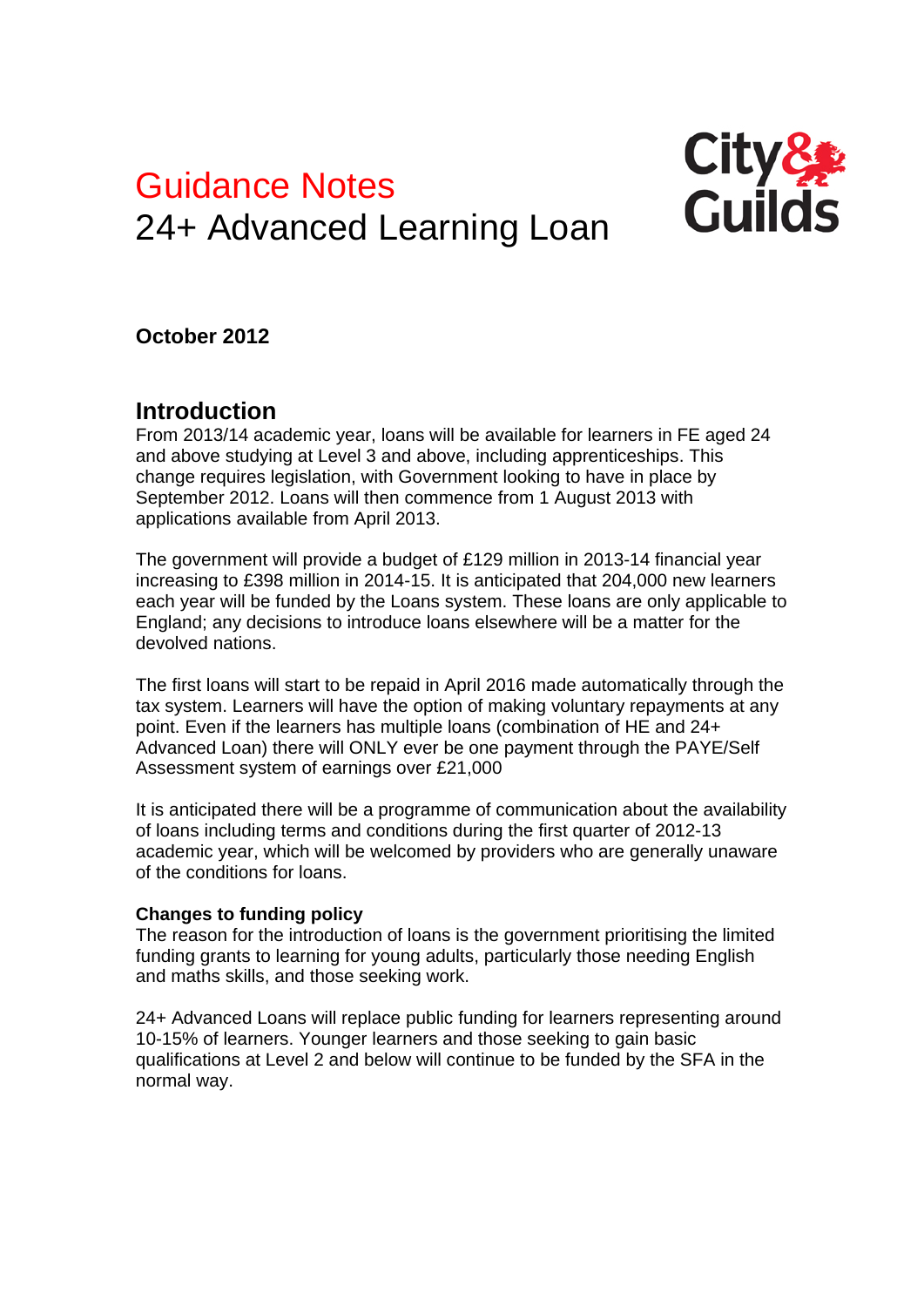# Guidance Notes
# 24+ Advanced Learning Loan

City & Guilds

**October 2012**

## Introduction

From 2013/14 academic year, loans will be available for learners in FE aged 24 and above studying at Level 3 and above, including apprenticeships. This change requires legislation, with Government looking to have in place by September 2012. Loans will then commence from 1 August 2013 with applications available from April 2013.

The government will provide a budget of £129 million in 2013-14 financial year increasing to £398 million in 2014-15. It is anticipated that 204,000 new learners each year will be funded by the Loans system. These loans are only applicable to England; any decisions to introduce loans elsewhere will be a matter for the devolved nations.

The first loans will start to be repaid in April 2016 made automatically through the tax system. Learners will have the option of making voluntary repayments at any point. Even if the learners has multiple loans (combination of HE and 24+ Advanced Loan) there will ONLY ever be one payment through the PAYE/Self Assessment system of earnings over £21,000

It is anticipated there will be a programme of communication about the availability of loans including terms and conditions during the first quarter of 2012-13 academic year, which will be welcomed by providers who are generally unaware of the conditions for loans.

### Changes to funding policy

The reason for the introduction of loans is the government prioritising the limited funding grants to learning for young adults, particularly those needing English and maths skills, and those seeking work.

24+ Advanced Loans will replace public funding for learners representing around 10-15% of learners. Younger learners and those seeking to gain basic qualifications at Level 2 and below will continue to be funded by the SFA in the normal way.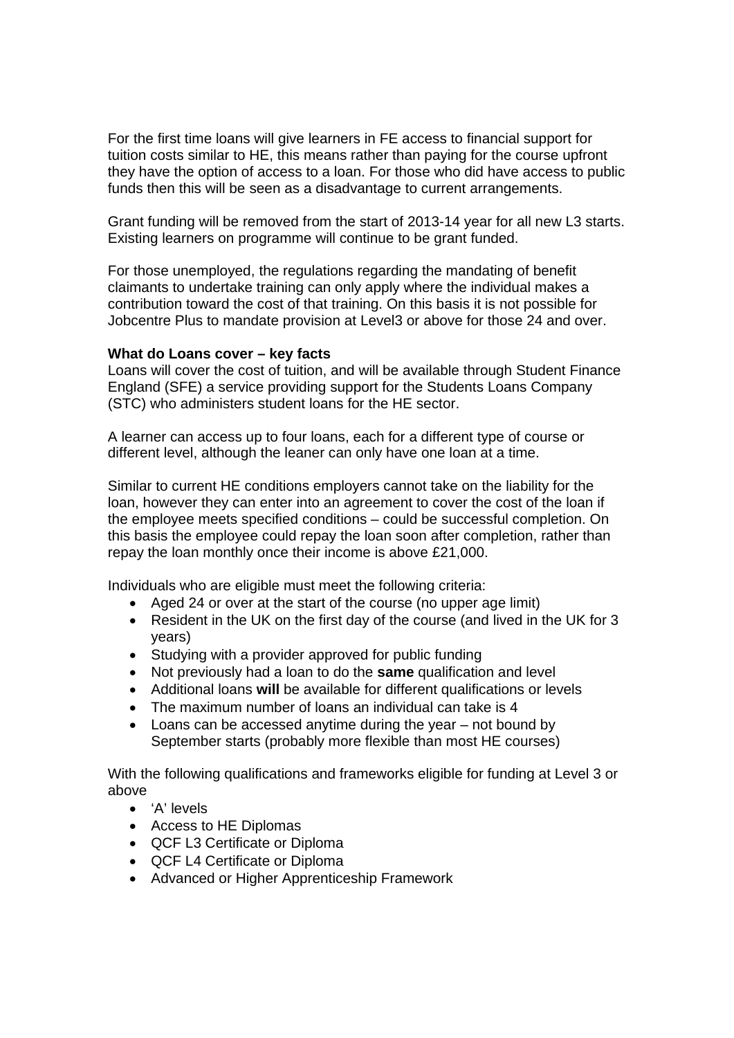For the first time loans will give learners in FE access to financial support for tuition costs similar to HE, this means rather than paying for the course upfront they have the option of access to a loan. For those who did have access to public funds then this will be seen as a disadvantage to current arrangements.

Grant funding will be removed from the start of 2013-14 year for all new L3 starts. Existing learners on programme will continue to be grant funded.

For those unemployed, the regulations regarding the mandating of benefit claimants to undertake training can only apply where the individual makes a contribution toward the cost of that training. On this basis it is not possible for Jobcentre Plus to mandate provision at Level3 or above for those 24 and over.

**What do Loans cover – key facts**

Loans will cover the cost of tuition, and will be available through Student Finance England (SFE) a service providing support for the Students Loans Company (STC) who administers student loans for the HE sector.

A learner can access up to four loans, each for a different type of course or different level, although the leaner can only have one loan at a time.

Similar to current HE conditions employers cannot take on the liability for the loan, however they can enter into an agreement to cover the cost of the loan if the employee meets specified conditions – could be successful completion. On this basis the employee could repay the loan soon after completion, rather than repay the loan monthly once their income is above £21,000.

Individuals who are eligible must meet the following criteria:

- Aged 24 or over at the start of the course (no upper age limit)
- Resident in the UK on the first day of the course (and lived in the UK for 3 years)
- Studying with a provider approved for public funding
- Not previously had a loan to do the **same** qualification and level
- Additional loans **will** be available for different qualifications or levels
- The maximum number of loans an individual can take is 4
- Loans can be accessed anytime during the year – not bound by September starts (probably more flexible than most HE courses)

With the following qualifications and frameworks eligible for funding at Level 3 or above

- 'A' levels
- Access to HE Diplomas
- QCF L3 Certificate or Diploma
- QCF L4 Certificate or Diploma
- Advanced or Higher Apprenticeship Framework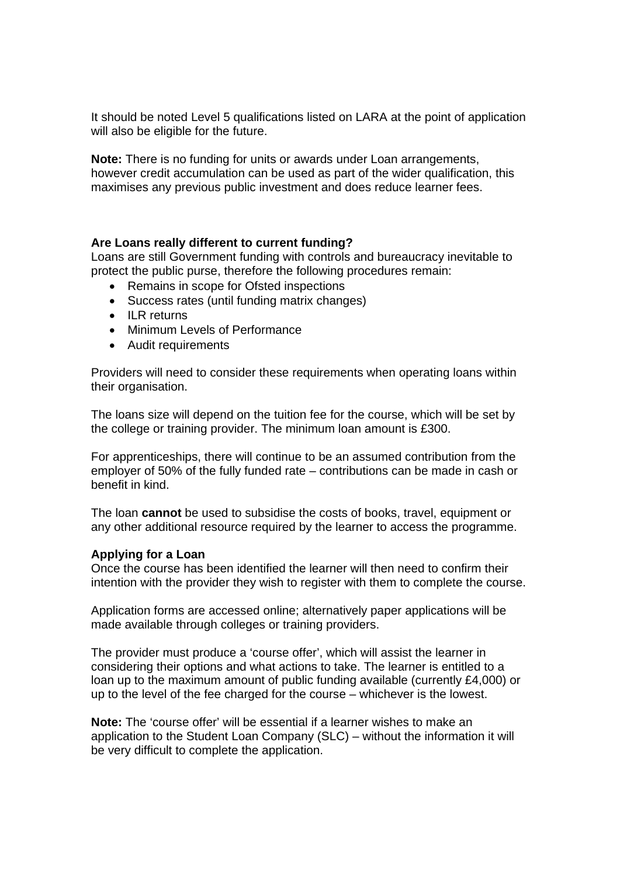It should be noted Level 5 qualifications listed on LARA at the point of application will also be eligible for the future.

**Note:** There is no funding for units or awards under Loan arrangements, however credit accumulation can be used as part of the wider qualification, this maximises any previous public investment and does reduce learner fees.

**Are Loans really different to current funding?**

Loans are still Government funding with controls and bureaucracy inevitable to protect the public purse, therefore the following procedures remain:

- Remains in scope for Ofsted inspections
- Success rates (until funding matrix changes)
- ILR returns
- Minimum Levels of Performance
- Audit requirements

Providers will need to consider these requirements when operating loans within their organisation.

The loans size will depend on the tuition fee for the course, which will be set by the college or training provider. The minimum loan amount is £300.

For apprenticeships, there will continue to be an assumed contribution from the employer of 50% of the fully funded rate – contributions can be made in cash or benefit in kind.

The loan **cannot** be used to subsidise the costs of books, travel, equipment or any other additional resource required by the learner to access the programme.

**Applying for a Loan**

Once the course has been identified the learner will then need to confirm their intention with the provider they wish to register with them to complete the course.

Application forms are accessed online; alternatively paper applications will be made available through colleges or training providers.

The provider must produce a 'course offer', which will assist the learner in considering their options and what actions to take. The learner is entitled to a loan up to the maximum amount of public funding available (currently £4,000) or up to the level of the fee charged for the course – whichever is the lowest.

**Note:** The 'course offer' will be essential if a learner wishes to make an application to the Student Loan Company (SLC) – without the information it will be very difficult to complete the application.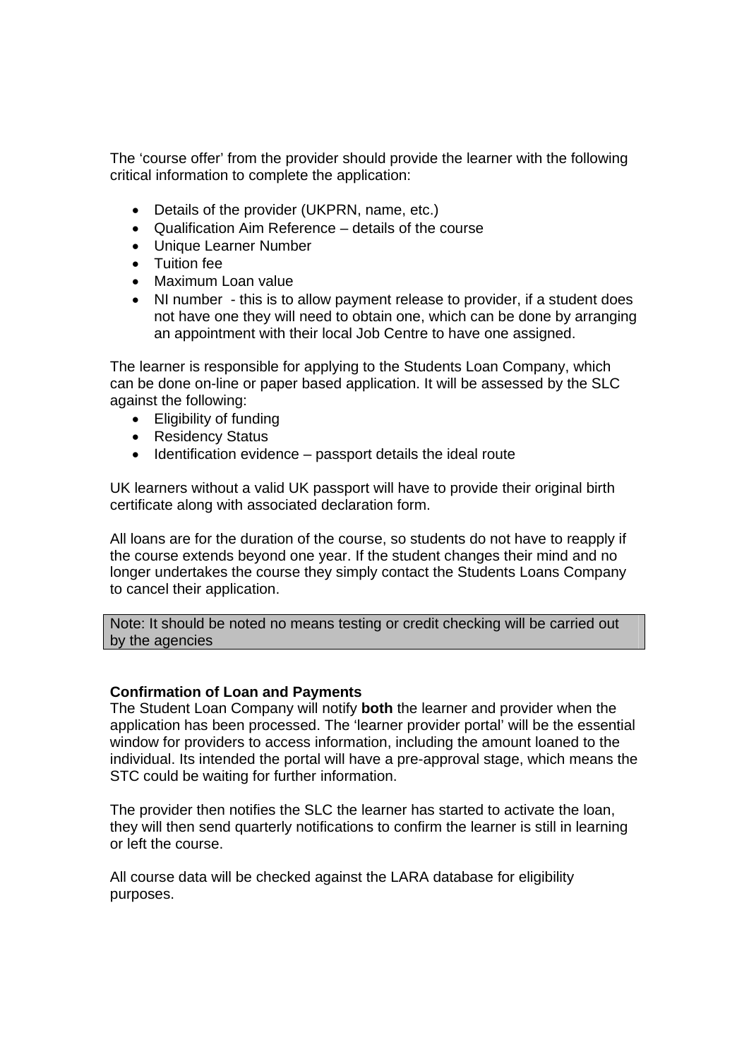The ‘course offer’ from the provider should provide the learner with the following critical information to complete the application:

- Details of the provider (UKPRN, name, etc.)
- Qualification Aim Reference – details of the course
- Unique Learner Number
- Tuition fee
- Maximum Loan value
- NI number - this is to allow payment release to provider, if a student does not have one they will need to obtain one, which can be done by arranging an appointment with their local Job Centre to have one assigned.

The learner is responsible for applying to the Students Loan Company, which can be done on-line or paper based application. It will be assessed by the SLC against the following:

- Eligibility of funding
- Residency Status
- Identification evidence – passport details the ideal route

UK learners without a valid UK passport will have to provide their original birth certificate along with associated declaration form.

All loans are for the duration of the course, so students do not have to reapply if the course extends beyond one year. If the student changes their mind and no longer undertakes the course they simply contact the Students Loans Company to cancel their application.

Note: It should be noted no means testing or credit checking will be carried out by the agencies

**Confirmation of Loan and Payments**

The Student Loan Company will notify **both** the learner and provider when the application has been processed. The ‘learner provider portal’ will be the essential window for providers to access information, including the amount loaned to the individual. Its intended the portal will have a pre-approval stage, which means the STC could be waiting for further information.

The provider then notifies the SLC the learner has started to activate the loan, they will then send quarterly notifications to confirm the learner is still in learning or left the course.

All course data will be checked against the LARA database for eligibility purposes.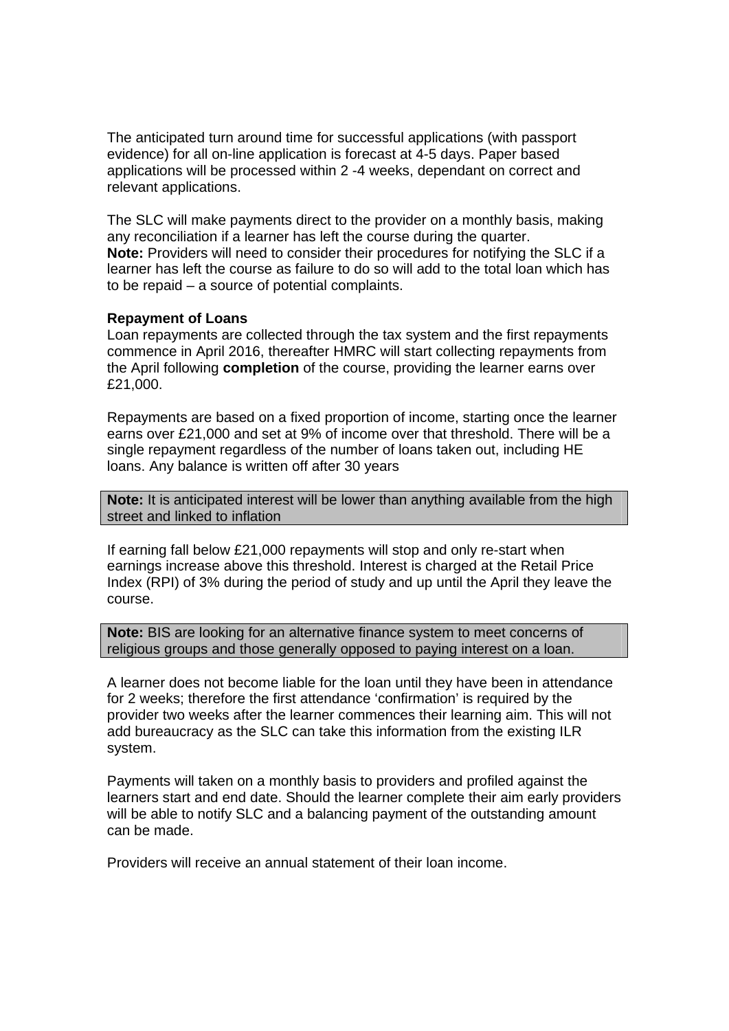The anticipated turn around time for successful applications (with passport evidence) for all on-line application is forecast at 4-5 days. Paper based applications will be processed within 2 -4 weeks, dependant on correct and relevant applications.

The SLC will make payments direct to the provider on a monthly basis, making any reconciliation if a learner has left the course during the quarter.
**Note:** Providers will need to consider their procedures for notifying the SLC if a learner has left the course as failure to do so will add to the total loan which has to be repaid – a source of potential complaints.

**Repayment of Loans**
Loan repayments are collected through the tax system and the first repayments commence in April 2016, thereafter HMRC will start collecting repayments from the April following **completion** of the course, providing the learner earns over £21,000.

Repayments are based on a fixed proportion of income, starting once the learner earns over £21,000 and set at 9% of income over that threshold. There will be a single repayment regardless of the number of loans taken out, including HE loans. Any balance is written off after 30 years

**Note:** It is anticipated interest will be lower than anything available from the high street and linked to inflation

If earning fall below £21,000 repayments will stop and only re-start when earnings increase above this threshold. Interest is charged at the Retail Price Index (RPI) of 3% during the period of study and up until the April they leave the course.

**Note:** BIS are looking for an alternative finance system to meet concerns of religious groups and those generally opposed to paying interest on a loan.

A learner does not become liable for the loan until they have been in attendance for 2 weeks; therefore the first attendance 'confirmation' is required by the provider two weeks after the learner commences their learning aim. This will not add bureaucracy as the SLC can take this information from the existing ILR system.

Payments will taken on a monthly basis to providers and profiled against the learners start and end date. Should the learner complete their aim early providers will be able to notify SLC and a balancing payment of the outstanding amount can be made.

Providers will receive an annual statement of their loan income.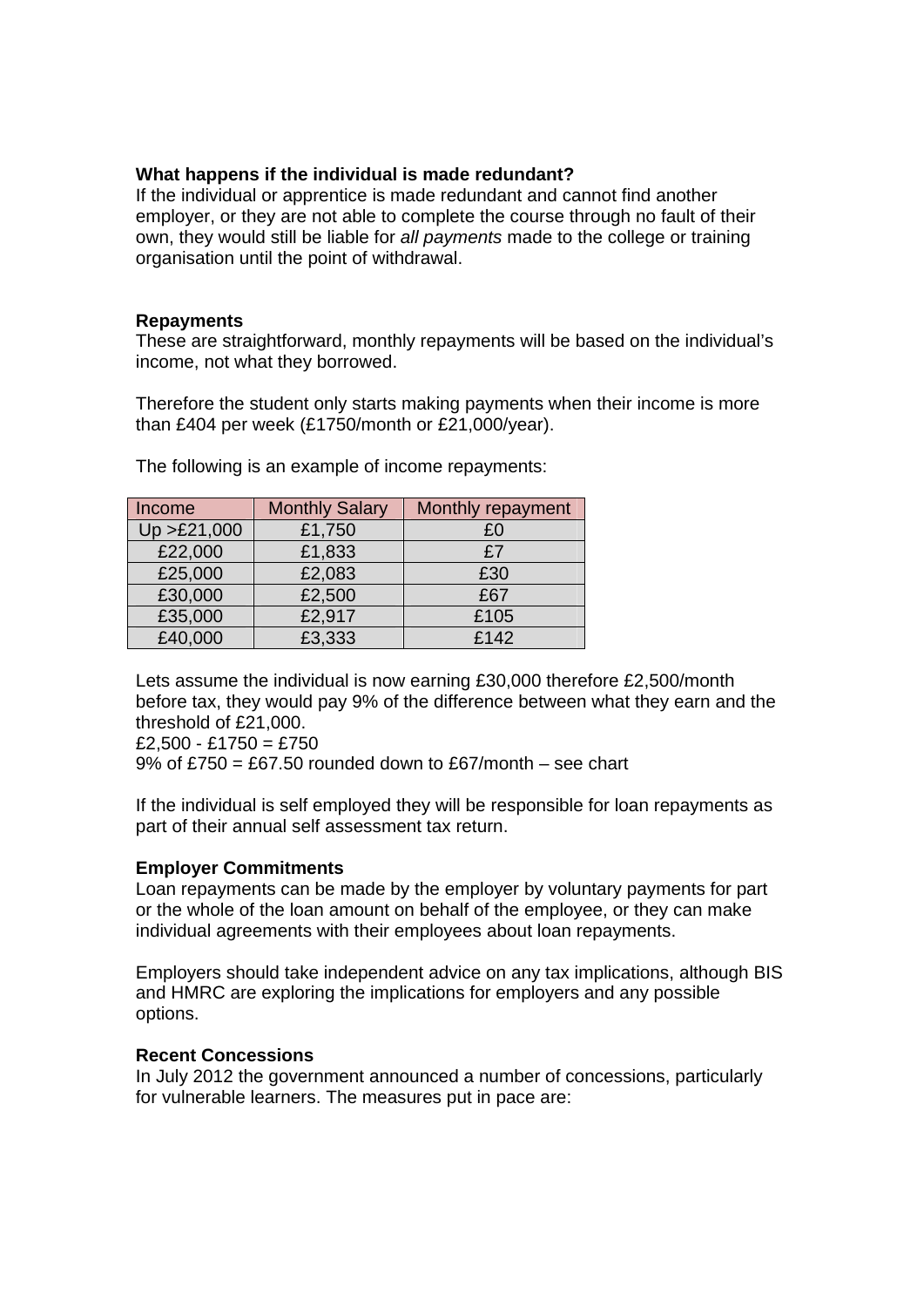**What happens if the individual is made redundant?**
If the individual or apprentice is made redundant and cannot find another employer, or they are not able to complete the course through no fault of their own, they would still be liable for *all payments* made to the college or training organisation until the point of withdrawal.

**Repayments**
These are straightforward, monthly repayments will be based on the individual's income, not what they borrowed.

Therefore the student only starts making payments when their income is more than £404 per week (£1750/month or £21,000/year).

The following is an example of income repayments:

| Income | Monthly Salary | Monthly repayment |
|---|---|---|
| Up >£21,000 | £1,750 | £0 |
| £22,000 | £1,833 | £7 |
| £25,000 | £2,083 | £30 |
| £30,000 | £2,500 | £67 |
| £35,000 | £2,917 | £105 |
| £40,000 | £3,333 | £142 |

Lets assume the individual is now earning £30,000 therefore £2,500/month before tax, they would pay 9% of the difference between what they earn and the threshold of £21,000.
£2,500 - £1750 = £750
9% of £750 = £67.50 rounded down to £67/month – see chart

If the individual is self employed they will be responsible for loan repayments as part of their annual self assessment tax return.

**Employer Commitments**
Loan repayments can be made by the employer by voluntary payments for part or the whole of the loan amount on behalf of the employee, or they can make individual agreements with their employees about loan repayments.

Employers should take independent advice on any tax implications, although BIS and HMRC are exploring the implications for employers and any possible options.

**Recent Concessions**
In July 2012 the government announced a number of concessions, particularly for vulnerable learners. The measures put in pace are: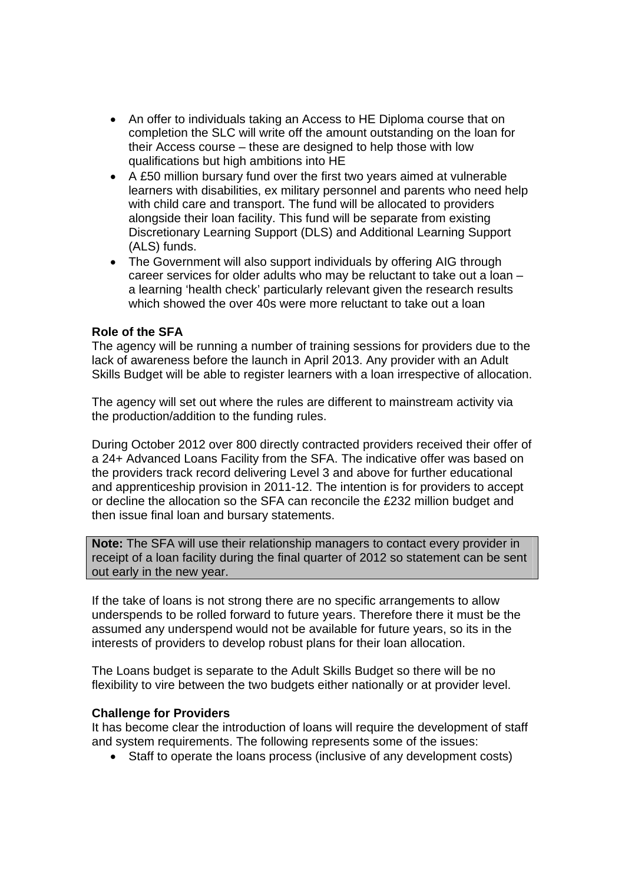- An offer to individuals taking an Access to HE Diploma course that on completion the SLC will write off the amount outstanding on the loan for their Access course – these are designed to help those with low qualifications but high ambitions into HE
- A £50 million bursary fund over the first two years aimed at vulnerable learners with disabilities, ex military personnel and parents who need help with child care and transport. The fund will be allocated to providers alongside their loan facility. This fund will be separate from existing Discretionary Learning Support (DLS) and Additional Learning Support (ALS) funds.
- The Government will also support individuals by offering AIG through career services for older adults who may be reluctant to take out a loan – a learning 'health check' particularly relevant given the research results which showed the over 40s were more reluctant to take out a loan

**Role of the SFA**

The agency will be running a number of training sessions for providers due to the lack of awareness before the launch in April 2013. Any provider with an Adult Skills Budget will be able to register learners with a loan irrespective of allocation.

The agency will set out where the rules are different to mainstream activity via the production/addition to the funding rules.

During October 2012 over 800 directly contracted providers received their offer of a 24+ Advanced Loans Facility from the SFA. The indicative offer was based on the providers track record delivering Level 3 and above for further educational and apprenticeship provision in 2011-12. The intention is for providers to accept or decline the allocation so the SFA can reconcile the £232 million budget and then issue final loan and bursary statements.

**Note:** The SFA will use their relationship managers to contact every provider in receipt of a loan facility during the final quarter of 2012 so statement can be sent out early in the new year.

If the take of loans is not strong there are no specific arrangements to allow underspends to be rolled forward to future years. Therefore there it must be the assumed any underspend would not be available for future years, so its in the interests of providers to develop robust plans for their loan allocation.

The Loans budget is separate to the Adult Skills Budget so there will be no flexibility to vire between the two budgets either nationally or at provider level.

**Challenge for Providers**

It has become clear the introduction of loans will require the development of staff and system requirements. The following represents some of the issues:

- Staff to operate the loans process (inclusive of any development costs)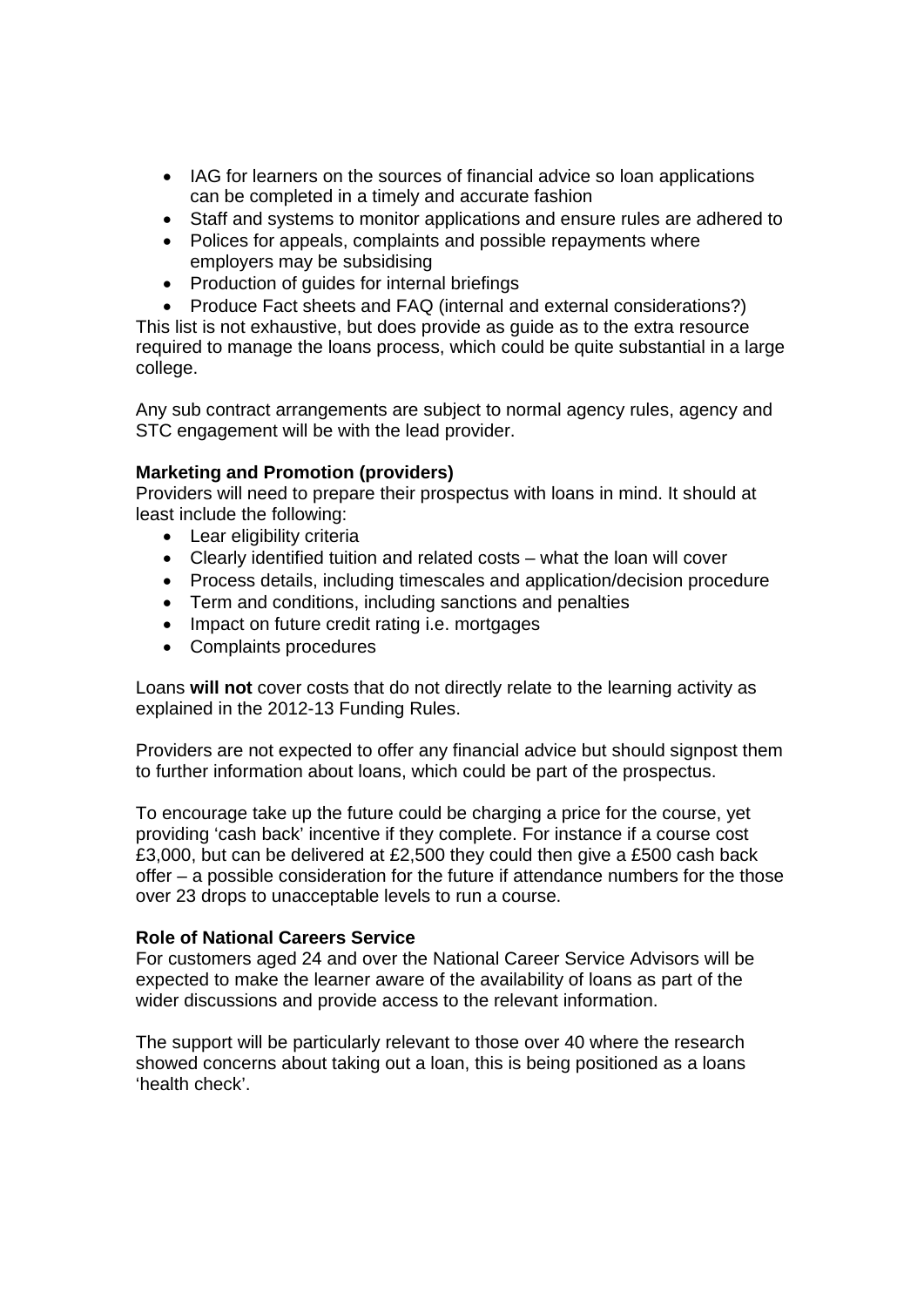- IAG for learners on the sources of financial advice so loan applications can be completed in a timely and accurate fashion
- Staff and systems to monitor applications and ensure rules are adhered to
- Polices for appeals, complaints and possible repayments where employers may be subsidising
- Production of guides for internal briefings
- Produce Fact sheets and FAQ (internal and external considerations?)

This list is not exhaustive, but does provide as guide as to the extra resource required to manage the loans process, which could be quite substantial in a large college.

Any sub contract arrangements are subject to normal agency rules, agency and STC engagement will be with the lead provider.

**Marketing and Promotion (providers)**

Providers will need to prepare their prospectus with loans in mind. It should at least include the following:

- Lear eligibility criteria
- Clearly identified tuition and related costs – what the loan will cover
- Process details, including timescales and application/decision procedure
- Term and conditions, including sanctions and penalties
- Impact on future credit rating i.e. mortgages
- Complaints procedures

Loans **will not** cover costs that do not directly relate to the learning activity as explained in the 2012-13 Funding Rules.

Providers are not expected to offer any financial advice but should signpost them to further information about loans, which could be part of the prospectus.

To encourage take up the future could be charging a price for the course, yet providing 'cash back' incentive if they complete. For instance if a course cost £3,000, but can be delivered at £2,500 they could then give a £500 cash back offer – a possible consideration for the future if attendance numbers for the those over 23 drops to unacceptable levels to run a course.

**Role of National Careers Service**

For customers aged 24 and over the National Career Service Advisors will be expected to make the learner aware of the availability of loans as part of the wider discussions and provide access to the relevant information.

The support will be particularly relevant to those over 40 where the research showed concerns about taking out a loan, this is being positioned as a loans 'health check'.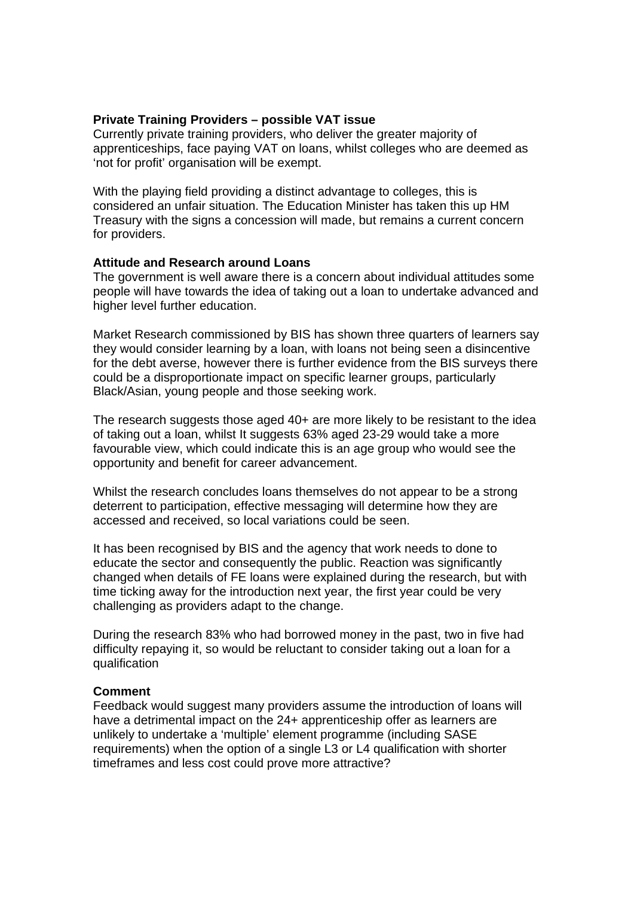**Private Training Providers – possible VAT issue**
Currently private training providers, who deliver the greater majority of apprenticeships, face paying VAT on loans, whilst colleges who are deemed as 'not for profit' organisation will be exempt.

With the playing field providing a distinct advantage to colleges, this is considered an unfair situation. The Education Minister has taken this up HM Treasury with the signs a concession will made, but remains a current concern for providers.

**Attitude and Research around Loans**
The government is well aware there is a concern about individual attitudes some people will have towards the idea of taking out a loan to undertake advanced and higher level further education.

Market Research commissioned by BIS has shown three quarters of learners say they would consider learning by a loan, with loans not being seen a disincentive for the debt averse, however there is further evidence from the BIS surveys there could be a disproportionate impact on specific learner groups, particularly Black/Asian, young people and those seeking work.

The research suggests those aged 40+ are more likely to be resistant to the idea of taking out a loan, whilst It suggests 63% aged 23-29 would take a more favourable view, which could indicate this is an age group who would see the opportunity and benefit for career advancement.

Whilst the research concludes loans themselves do not appear to be a strong deterrent to participation, effective messaging will determine how they are accessed and received, so local variations could be seen.

It has been recognised by BIS and the agency that work needs to done to educate the sector and consequently the public. Reaction was significantly changed when details of FE loans were explained during the research, but with time ticking away for the introduction next year, the first year could be very challenging as providers adapt to the change.

During the research 83% who had borrowed money in the past, two in five had difficulty repaying it, so would be reluctant to consider taking out a loan for a qualification

**Comment**
Feedback would suggest many providers assume the introduction of loans will have a detrimental impact on the 24+ apprenticeship offer as learners are unlikely to undertake a 'multiple' element programme (including SASE requirements) when the option of a single L3 or L4 qualification with shorter timeframes and less cost could prove more attractive?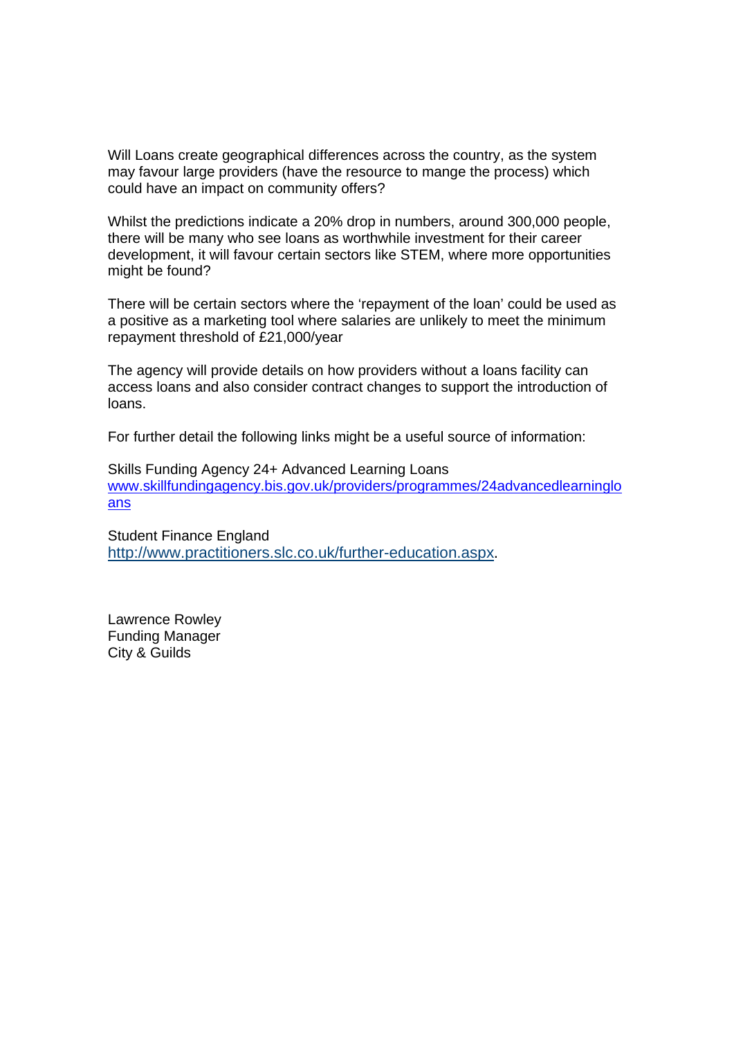Will Loans create geographical differences across the country, as the system may favour large providers (have the resource to mange the process) which could have an impact on community offers?

Whilst the predictions indicate a 20% drop in numbers, around 300,000 people, there will be many who see loans as worthwhile investment for their career development, it will favour certain sectors like STEM, where more opportunities might be found?

There will be certain sectors where the 'repayment of the loan' could be used as a positive as a marketing tool where salaries are unlikely to meet the minimum repayment threshold of £21,000/year

The agency will provide details on how providers without a loans facility can access loans and also consider contract changes to support the introduction of loans.

For further detail the following links might be a useful source of information:

Skills Funding Agency 24+ Advanced Learning Loans
[www.skillfundingagency.bis.gov.uk/providers/programmes/24advancedlearningloans](www.skillfundingagency.bis.gov.uk/providers/programmes/24advancedlearningloans)

Student Finance England
[http://www.practitioners.slc.co.uk/further-education.aspx](http://www.practitioners.slc.co.uk/further-education.aspx).

Lawrence Rowley
Funding Manager
City & Guilds